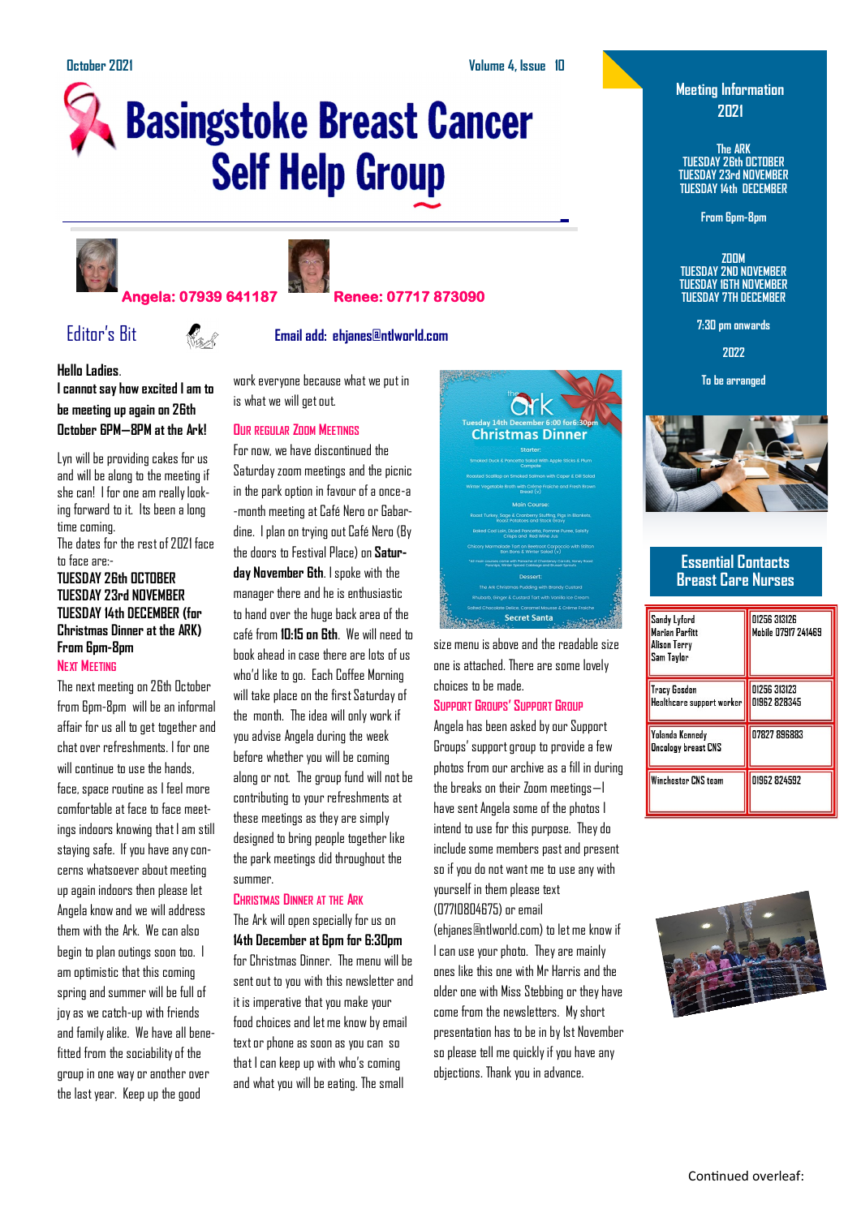October 2021 — Volume 4, Issue 10

# Basingstoke Breast Cancer Self Help Group

**Angela: 07939 641187** **Renee: 07717 873090**

## Editor's Bit

**Email add: ehjanes@ntlworld.com**

**Hello Ladies.**

**I cannot say how excited I am to be meeting up again on 26th October 6PM—8PM at the Ark!**

Lyn will be providing cakes for us and will be along to the meeting if she can! I for one am really looking forward to it. Its been a long time coming.

The dates for the rest of 2021 face to face are:-

**TUESDAY 26th OCTOBER**
**TUESDAY 23rd NOVEMBER**
**TUESDAY 14th DECEMBER (for Christmas Dinner at the ARK)**
**From 6pm-8pm**

### Next Meeting

The next meeting on 26th October from 6pm-8pm will be an informal affair for us all to get together and chat over refreshments. I for one will continue to use the hands, face, space routine as I feel more comfortable at face to face meetings indoors knowing that I am still staying safe. If you have any concerns whatsoever about meeting up again indoors then please let Angela know and we will address them with the Ark. We can also begin to plan outings soon too. I am optimistic that this coming spring and summer will be full of joy as we catch-up with friends and family alike. We have all benefitted from the sociability of the group in one way or another over the last year. Keep up the good work everyone because what we put in is what we will get out.

### Our Regular Zoom Meetings

For now, we have discontinued the Saturday zoom meetings and the picnic in the park option in favour of a once-a-month meeting at Café Nero or Gabardine. I plan on trying out Café Nero (By the doors to Festival Place) on **Saturday November 6th**. I spoke with the manager there and he is enthusiastic to hand over the huge back area of the café from **10:15 on 6th**. We will need to book ahead in case there are lots of us who'd like to go. Each Coffee Morning will take place on the first Saturday of the month. The idea will only work if you advise Angela during the week before whether you will be coming along or not. The group fund will not be contributing to your refreshments at these meetings as they are simply designed to bring people together like the park meetings did throughout the summer.

### Christmas Dinner at the Ark

The Ark will open specially for us on **14th December at 6pm for 6:30pm** for Christmas Dinner. The menu will be sent out to you with this newsletter and it is imperative that you make your food choices and let me know by email text or phone as soon as you can so that I can keep up with who's coming and what you will be eating. The small size menu is above and the readable size one is attached. There are some lovely choices to be made.

the ark
Tuesday 14th December 6:00 for6:30pm
**Christmas Dinner**

Starter:
Smoked Duck & Pancetta Salad with Apple Sticks & Plum Compote
Roasted Scallop on Smoked Salmon with Caper & Dill Salad
Winter Vegetable Broth with Crème Fraîche and Fresh Brown Bread (v)

Main Course:
Roast Turkey, Sage & Cranberry Stuffing, Pigs in Blankets, Roast Potatoes and Stock Gravy
Baked Cod Loin, Diced Pancetta, Pomme Puree, Salsify Crisps and Red Wine Jus
Chicory Marmalade Tart on Beetroot Carpaccio with Stilton Bon Bons & Winter Salad (v)
*All main courses come with Panache of Chantenay Carrots, Honey Roast Parsnips, Winter Spiced Cabbage and Brussel Sprouts

Dessert:
The Ark Christmas Pudding with Brandy Custard
Rhubarb, Ginger & Custard Tart with Vanilla Ice Cream
Salted Chocolate Delice, Caramel Mousse & Crème Fraiche

Secret Santa

### Support Groups' Support Group

Angela has been asked by our Support Groups' support group to provide a few photos from our archive as a fill in during the breaks on their Zoom meetings—I have sent Angela some of the photos I intend to use for this purpose. They do include some members past and present so if you do not want me to use any with yourself in them please text (07710804675) or email (ehjanes@ntlworld.com) to let me know if I can use your photo. They are mainly ones like this one with Mr Harris and the older one with Miss Stebbing or they have come from the newsletters. My short presentation has to be in by 1st November so please tell me quickly if you have any objections. Thank you in advance.

## Meeting Information 2021

**The ARK**
TUESDAY 26th OCTOBER
TUESDAY 23rd NOVEMBER
TUESDAY 14th DECEMBER

From 6pm-8pm

**ZOOM**
TUESDAY 2ND NOVEMBER
TUESDAY 16TH NOVEMBER
TUESDAY 7TH DECEMBER

7:30 pm onwards

**2022**

To be arranged

## Essential Contacts Breast Care Nurses

| | |
|---|---|
| Sandy Lyford<br>Marian Parfitt<br>Alison Terry<br>Sam Taylor | 01256 313126<br>Mobile 07917 241469 |
| Tracy Gosden<br>Healthcare support worker | 01256 313123<br>01962 828345 |
| Yolanda Kennedy<br>Oncology breast CNS | 07827 896883 |
| Winchester CNS team | 01962 824592 |

Continued overleaf: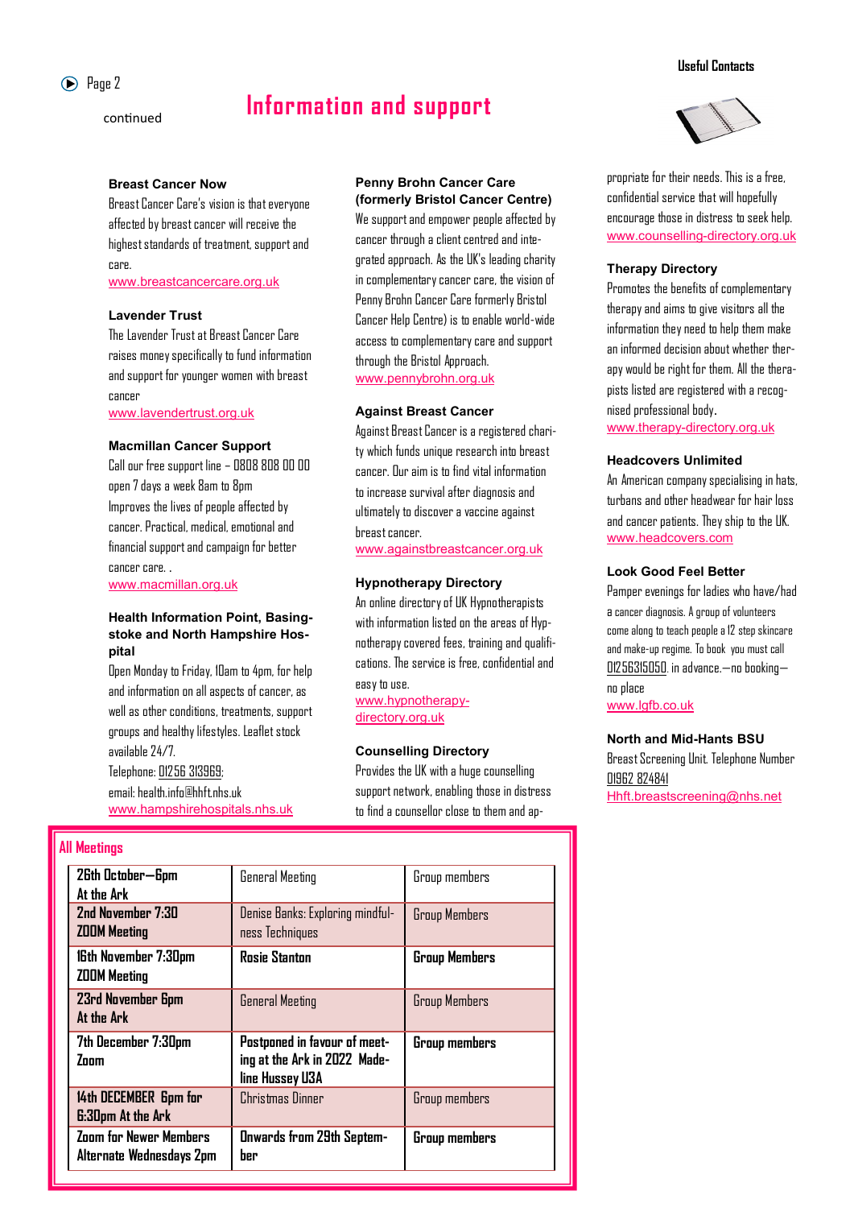Page 2

continued

# Information and support

### Breast Cancer Now

Breast Cancer Care's vision is that everyone affected by breast cancer will receive the highest standards of treatment, support and care.

www.breastcancercare.org.uk

### Lavender Trust

The Lavender Trust at Breast Cancer Care raises money specifically to fund information and support for younger women with breast cancer

www.lavendertrust.org.uk

### Macmillan Cancer Support

Call our free support line – 0808 808 00 00 open 7 days a week 8am to 8pm

Improves the lives of people affected by cancer. Practical, medical, emotional and financial support and campaign for better cancer care. .

www.macmillan.org.uk

### Health Information Point, Basingstoke and North Hampshire Hospital

Open Monday to Friday, 10am to 4pm, for help and information on all aspects of cancer, as well as other conditions, treatments, support groups and healthy lifestyles. Leaflet stock available 24/7.

Telephone: 01256 313969;

email: health.info@hhft.nhs.uk

www.hampshirehospitals.nhs.uk

### Penny Brohn Cancer Care (formerly Bristol Cancer Centre)

We support and empower people affected by cancer through a client centred and integrated approach. As the UK's leading charity in complementary cancer care, the vision of Penny Brohn Cancer Care formerly Bristol Cancer Help Centre) is to enable world-wide access to complementary care and support through the Bristol Approach.

www.pennybrohn.org.uk

### Against Breast Cancer

Against Breast Cancer is a registered charity which funds unique research into breast cancer. Our aim is to find vital information to increase survival after diagnosis and ultimately to discover a vaccine against breast cancer.

www.againstbreastcancer.org.uk

### Hypnotherapy Directory

An online directory of UK Hypnotherapists with information listed on the areas of Hypnotherapy covered fees, training and qualifications. The service is free, confidential and easy to use.

www.hypnotherapy-directory.org.uk

### Counselling Directory

Provides the UK with a huge counselling support network, enabling those in distress to find a counsellor close to them and appropriate for their needs. This is a free, confidential service that will hopefully encourage those in distress to seek help.

www.counselling-directory.org.uk

## Useful Contacts

### Therapy Directory

Promotes the benefits of complementary therapy and aims to give visitors all the information they need to help them make an informed decision about whether therapy would be right for them. All the therapists listed are registered with a recognised professional body.

www.therapy-directory.org.uk

### Headcovers Unlimited

An American company specialising in hats, turbans and other headwear for hair loss and cancer patients. They ship to the UK.

www.headcovers.com

### Look Good Feel Better

Pamper evenings for ladies who have/had a cancer diagnosis. A group of volunteers come along to teach people a 12 step skincare and make-up regime. To book you must call 01256315050. in advance.—no booking—no place

www.lgfb.co.uk

### North and Mid-Hants BSU

Breast Screening Unit. Telephone Number 01962 824841

Hhft.breastscreening@nhs.net

## All Meetings

| | | |
|---|---|---|
| 26th October—6pm At the Ark | General Meeting | Group members |
| 2nd November 7:30 ZOOM Meeting | Denise Banks: Exploring mindfulness Techniques | Group Members |
| 16th November 7:30pm ZOOM Meeting | **Rosie Stanton** | **Group Members** |
| 23rd November 6pm At the Ark | General Meeting | Group Members |
| 7th December 7:30pm Zoom | **Postponed in favour of meeting at the Ark in 2022 Madeline Hussey U3A** | **Group members** |
| 14th DECEMBER 6pm for 6:30pm At the Ark | Christmas Dinner | Group members |
| Zoom for Newer Members Alternate Wednesdays 2pm | **Onwards from 29th September** | **Group members** |